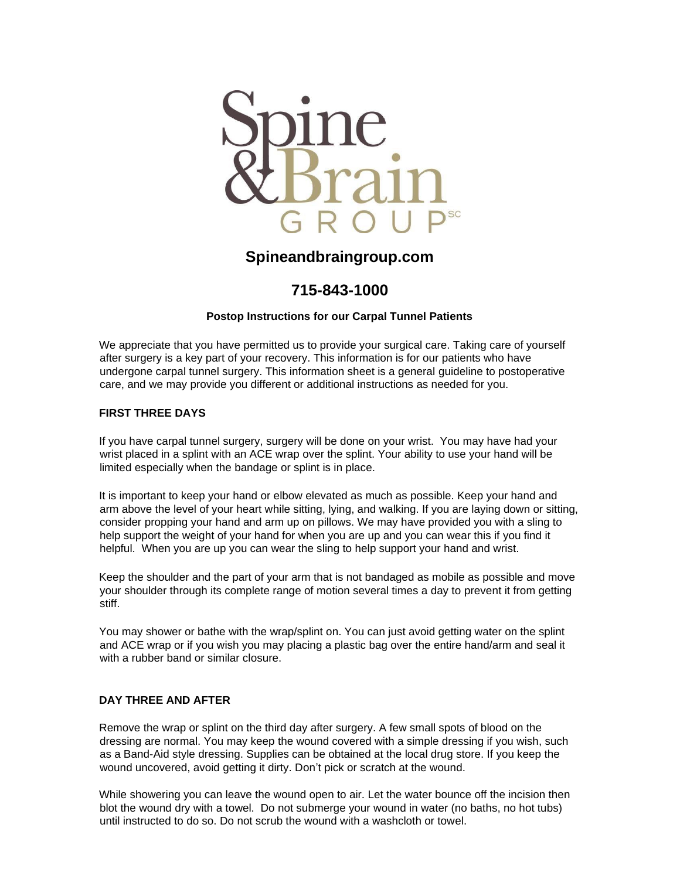Spine & Brain GROUP SC

**Spineandbraingroup.com**

**715-843-1000**

**Postop Instructions for our Carpal Tunnel Patients**

We appreciate that you have permitted us to provide your surgical care. Taking care of yourself after surgery is a key part of your recovery. This information is for our patients who have undergone carpal tunnel surgery. This information sheet is a general guideline to postoperative care, and we may provide you different or additional instructions as needed for you.

**FIRST THREE DAYS**

If you have carpal tunnel surgery, surgery will be done on your wrist. You may have had your wrist placed in a splint with an ACE wrap over the splint. Your ability to use your hand will be limited especially when the bandage or splint is in place.

It is important to keep your hand or elbow elevated as much as possible. Keep your hand and arm above the level of your heart while sitting, lying, and walking. If you are laying down or sitting, consider propping your hand and arm up on pillows. We may have provided you with a sling to help support the weight of your hand for when you are up and you can wear this if you find it helpful. When you are up you can wear the sling to help support your hand and wrist.

Keep the shoulder and the part of your arm that is not bandaged as mobile as possible and move your shoulder through its complete range of motion several times a day to prevent it from getting stiff.

You may shower or bathe with the wrap/splint on. You can just avoid getting water on the splint and ACE wrap or if you wish you may placing a plastic bag over the entire hand/arm and seal it with a rubber band or similar closure.

**DAY THREE AND AFTER**

Remove the wrap or splint on the third day after surgery. A few small spots of blood on the dressing are normal. You may keep the wound covered with a simple dressing if you wish, such as a Band-Aid style dressing. Supplies can be obtained at the local drug store. If you keep the wound uncovered, avoid getting it dirty. Don't pick or scratch at the wound.

While showering you can leave the wound open to air. Let the water bounce off the incision then blot the wound dry with a towel. Do not submerge your wound in water (no baths, no hot tubs) until instructed to do so. Do not scrub the wound with a washcloth or towel.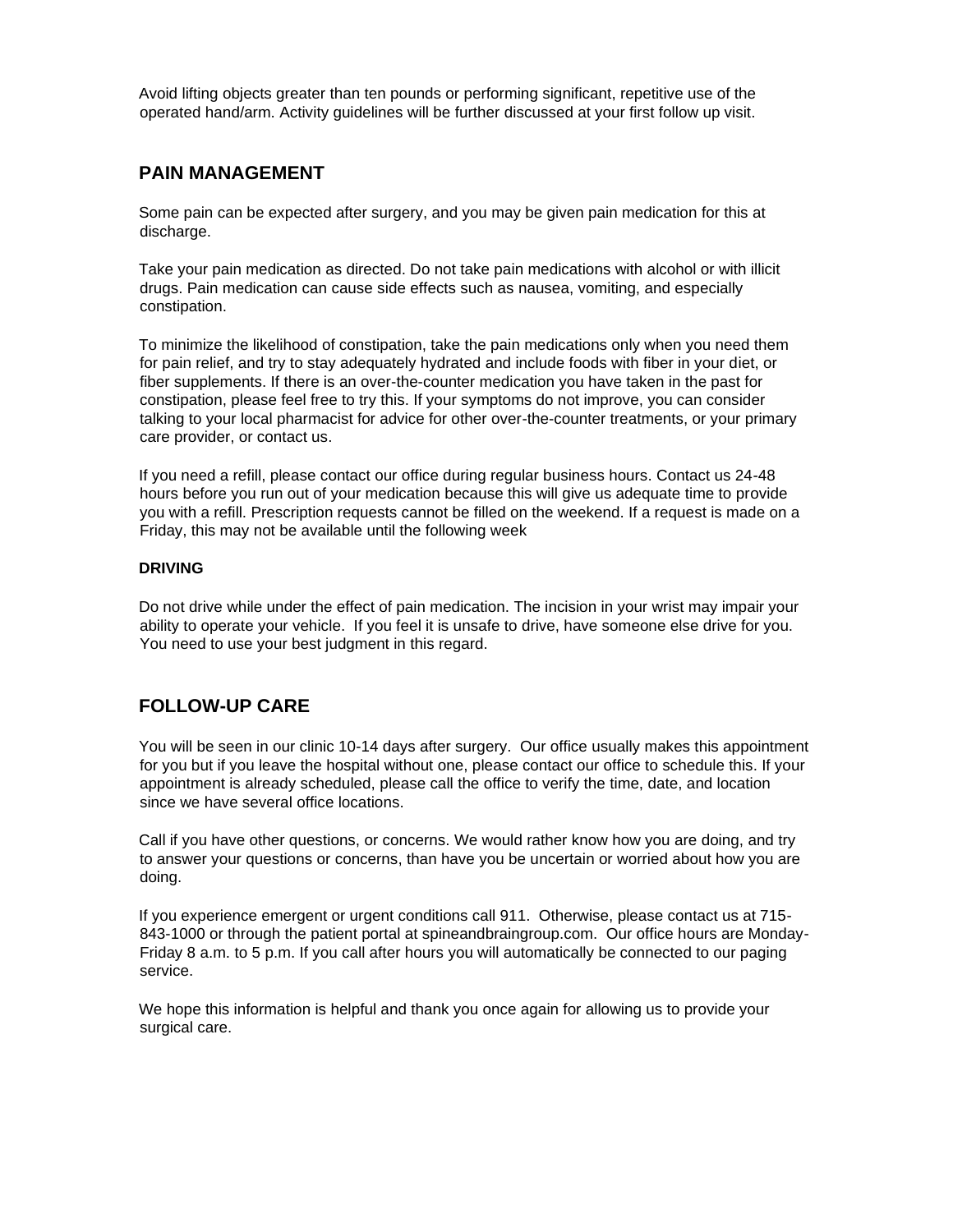Avoid lifting objects greater than ten pounds or performing significant, repetitive use of the operated hand/arm. Activity guidelines will be further discussed at your first follow up visit.

## PAIN MANAGEMENT

Some pain can be expected after surgery, and you may be given pain medication for this at discharge.

Take your pain medication as directed. Do not take pain medications with alcohol or with illicit drugs. Pain medication can cause side effects such as nausea, vomiting, and especially constipation.

To minimize the likelihood of constipation, take the pain medications only when you need them for pain relief, and try to stay adequately hydrated and include foods with fiber in your diet, or fiber supplements. If there is an over-the-counter medication you have taken in the past for constipation, please feel free to try this. If your symptoms do not improve, you can consider talking to your local pharmacist for advice for other over-the-counter treatments, or your primary care provider, or contact us.

If you need a refill, please contact our office during regular business hours. Contact us 24-48 hours before you run out of your medication because this will give us adequate time to provide you with a refill. Prescription requests cannot be filled on the weekend. If a request is made on a Friday, this may not be available until the following week

### DRIVING

Do not drive while under the effect of pain medication. The incision in your wrist may impair your ability to operate your vehicle. If you feel it is unsafe to drive, have someone else drive for you. You need to use your best judgment in this regard.

## FOLLOW-UP CARE

You will be seen in our clinic 10-14 days after surgery. Our office usually makes this appointment for you but if you leave the hospital without one, please contact our office to schedule this. If your appointment is already scheduled, please call the office to verify the time, date, and location since we have several office locations.

Call if you have other questions, or concerns. We would rather know how you are doing, and try to answer your questions or concerns, than have you be uncertain or worried about how you are doing.

If you experience emergent or urgent conditions call 911. Otherwise, please contact us at 715-843-1000 or through the patient portal at spineandbraingroup.com. Our office hours are Monday-Friday 8 a.m. to 5 p.m. If you call after hours you will automatically be connected to our paging service.

We hope this information is helpful and thank you once again for allowing us to provide your surgical care.